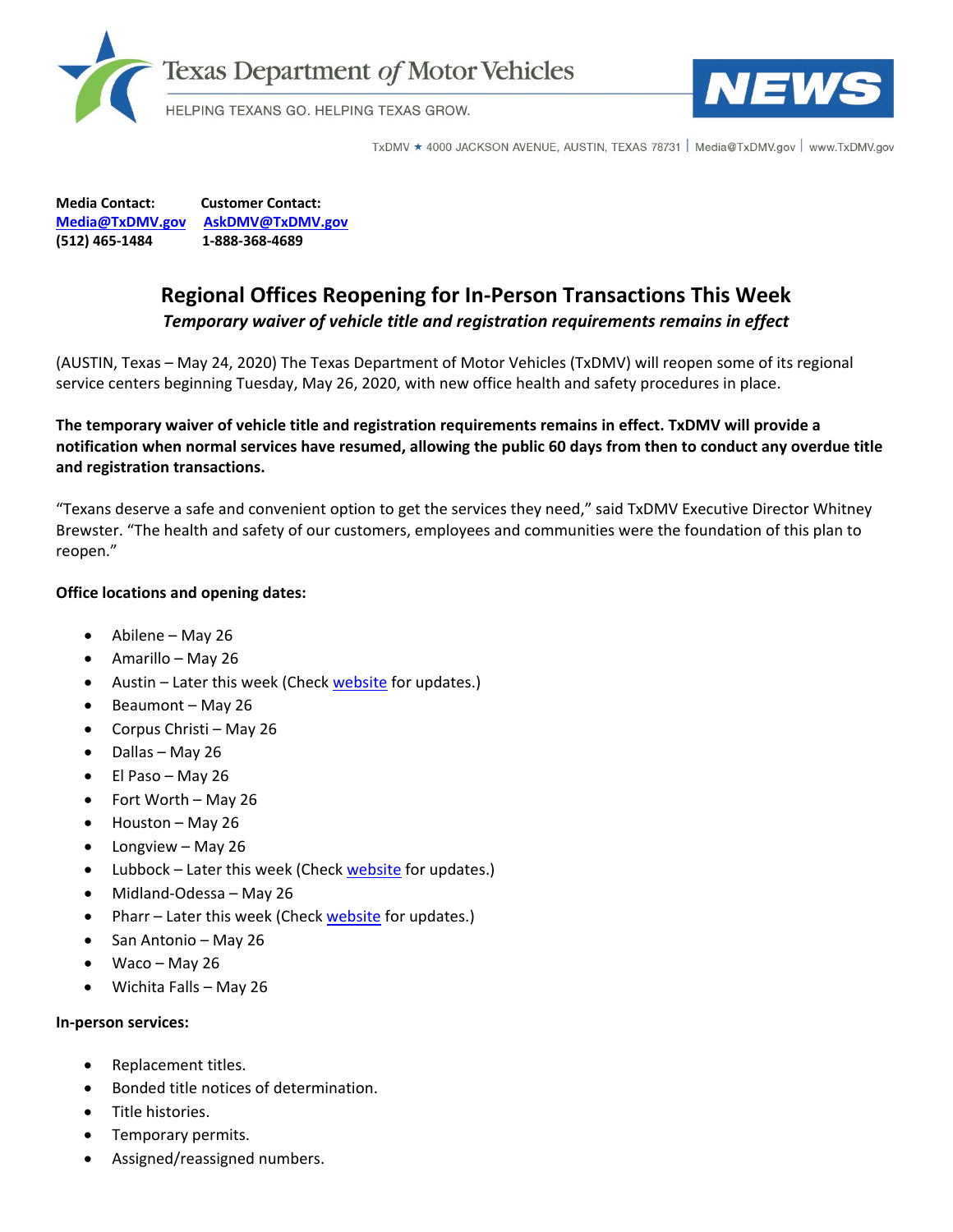Texas Department of Motor Vehicles

HELPING TEXANS GO. HELPING TEXAS GROW.

**NEWS**

TxDMV ★ 4000 JACKSON AVENUE, AUSTIN, TEXAS 78731 | Media@TxDMV.gov | www.TxDMV.gov

| **Media Contact:** | **Customer Contact:** |
|---|---|
| **Media@TxDMV.gov** | **AskDMV@TxDMV.gov** |
| **(512) 465-1484** | **1-888-368-4689** |

# Regional Offices Reopening for In-Person Transactions This Week

***Temporary waiver of vehicle title and registration requirements remains in effect***

(AUSTIN, Texas – May 24, 2020) The Texas Department of Motor Vehicles (TxDMV) will reopen some of its regional service centers beginning Tuesday, May 26, 2020, with new office health and safety procedures in place.

**The temporary waiver of vehicle title and registration requirements remains in effect. TxDMV will provide a notification when normal services have resumed, allowing the public 60 days from then to conduct any overdue title and registration transactions.**

"Texans deserve a safe and convenient option to get the services they need," said TxDMV Executive Director Whitney Brewster. "The health and safety of our customers, employees and communities were the foundation of this plan to reopen."

**Office locations and opening dates:**

- Abilene – May 26
- Amarillo – May 26
- Austin – Later this week (Check website for updates.)
- Beaumont – May 26
- Corpus Christi – May 26
- Dallas – May 26
- El Paso – May 26
- Fort Worth – May 26
- Houston – May 26
- Longview – May 26
- Lubbock – Later this week (Check website for updates.)
- Midland-Odessa – May 26
- Pharr – Later this week (Check website for updates.)
- San Antonio – May 26
- Waco – May 26
- Wichita Falls – May 26

**In-person services:**

- Replacement titles.
- Bonded title notices of determination.
- Title histories.
- Temporary permits.
- Assigned/reassigned numbers.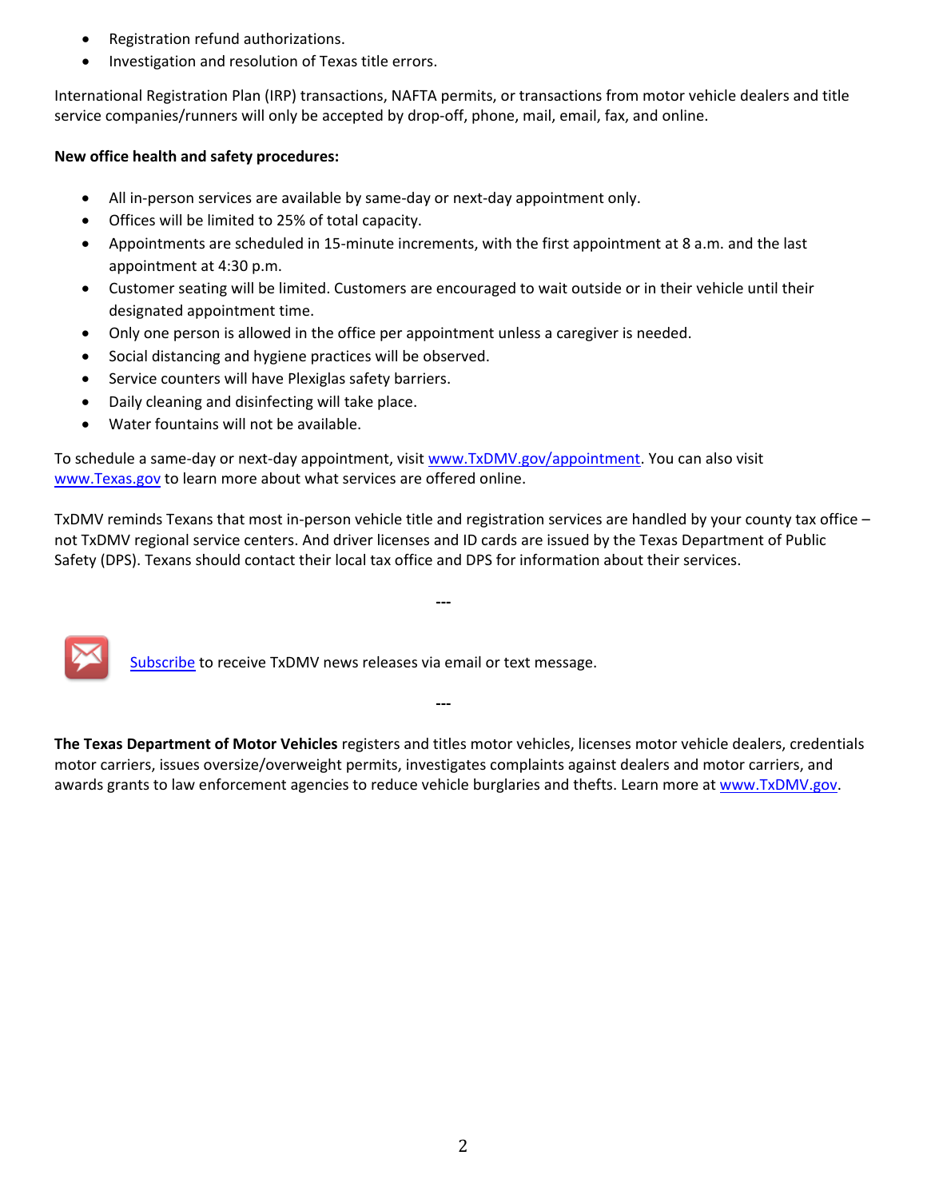- Registration refund authorizations.
- Investigation and resolution of Texas title errors.

International Registration Plan (IRP) transactions, NAFTA permits, or transactions from motor vehicle dealers and title service companies/runners will only be accepted by drop-off, phone, mail, email, fax, and online.

**New office health and safety procedures:**

- All in-person services are available by same-day or next-day appointment only.
- Offices will be limited to 25% of total capacity.
- Appointments are scheduled in 15-minute increments, with the first appointment at 8 a.m. and the last appointment at 4:30 p.m.
- Customer seating will be limited. Customers are encouraged to wait outside or in their vehicle until their designated appointment time.
- Only one person is allowed in the office per appointment unless a caregiver is needed.
- Social distancing and hygiene practices will be observed.
- Service counters will have Plexiglas safety barriers.
- Daily cleaning and disinfecting will take place.
- Water fountains will not be available.

To schedule a same-day or next-day appointment, visit www.TxDMV.gov/appointment. You can also visit www.Texas.gov to learn more about what services are offered online.

TxDMV reminds Texans that most in-person vehicle title and registration services are handled by your county tax office – not TxDMV regional service centers. And driver licenses and ID cards are issued by the Texas Department of Public Safety (DPS). Texans should contact their local tax office and DPS for information about their services.

---

Subscribe to receive TxDMV news releases via email or text message.

---

**The Texas Department of Motor Vehicles** registers and titles motor vehicles, licenses motor vehicle dealers, credentials motor carriers, issues oversize/overweight permits, investigates complaints against dealers and motor carriers, and awards grants to law enforcement agencies to reduce vehicle burglaries and thefts. Learn more at www.TxDMV.gov.